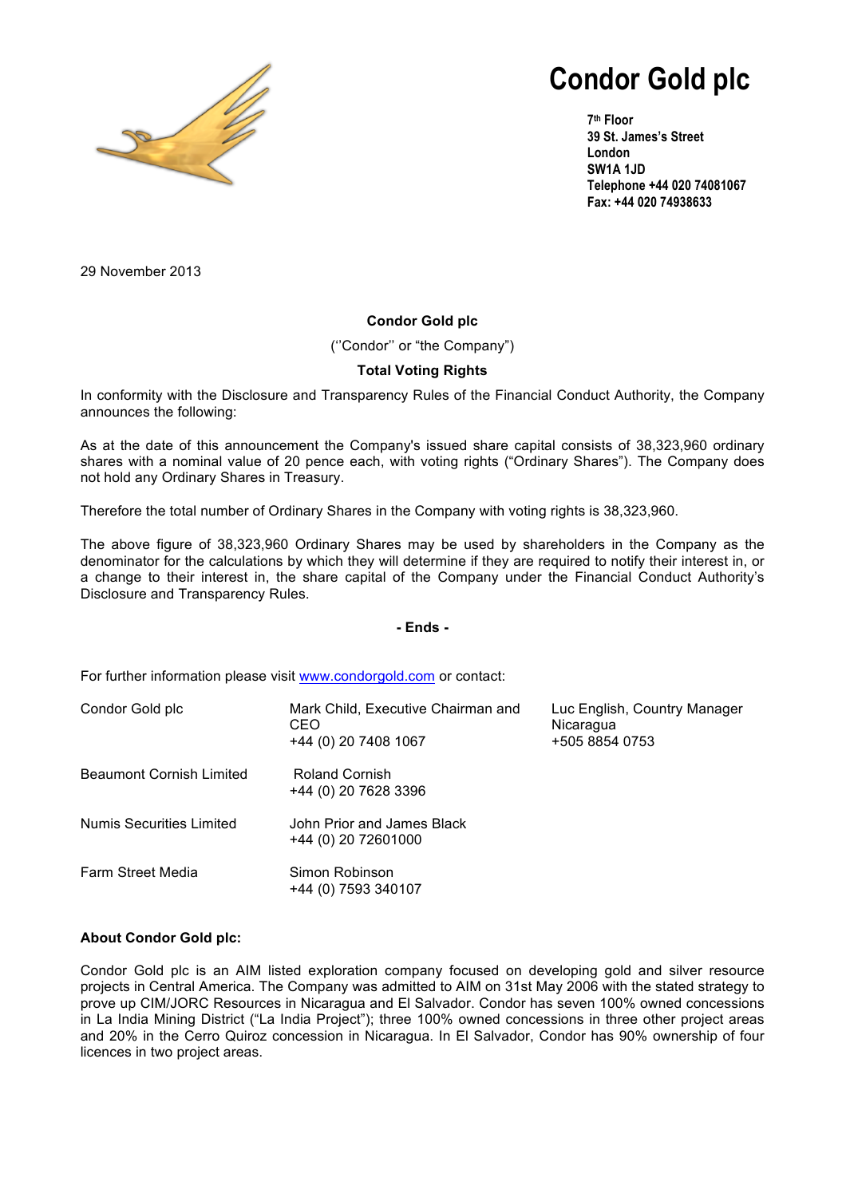# Condor Gold plc

**7th Floor**
**39 St. James's Street**
**London**
**SW1A 1JD**
**Telephone +44 020 74081067**
**Fax: +44 020 74938633**

29 November 2013

**Condor Gold plc**

(''Condor'' or "the Company")

**Total Voting Rights**

In conformity with the Disclosure and Transparency Rules of the Financial Conduct Authority, the Company announces the following:

As at the date of this announcement the Company's issued share capital consists of 38,323,960 ordinary shares with a nominal value of 20 pence each, with voting rights ("Ordinary Shares"). The Company does not hold any Ordinary Shares in Treasury.

Therefore the total number of Ordinary Shares in the Company with voting rights is 38,323,960.

The above figure of 38,323,960 Ordinary Shares may be used by shareholders in the Company as the denominator for the calculations by which they will determine if they are required to notify their interest in, or a change to their interest in, the share capital of the Company under the Financial Conduct Authority's Disclosure and Transparency Rules.

**- Ends -**

For further information please visit www.condorgold.com or contact:

| | | |
|---|---|---|
| Condor Gold plc | Mark Child, Executive Chairman and CEO<br>+44 (0) 20 7408 1067 | Luc English, Country Manager Nicaragua<br>+505 8854 0753 |
| Beaumont Cornish Limited | Roland Cornish<br>+44 (0) 20 7628 3396 | |
| Numis Securities Limited | John Prior and James Black<br>+44 (0) 20 72601000 | |
| Farm Street Media | Simon Robinson<br>+44 (0) 7593 340107 | |

**About Condor Gold plc:**

Condor Gold plc is an AIM listed exploration company focused on developing gold and silver resource projects in Central America. The Company was admitted to AIM on 31st May 2006 with the stated strategy to prove up CIM/JORC Resources in Nicaragua and El Salvador. Condor has seven 100% owned concessions in La India Mining District ("La India Project"); three 100% owned concessions in three other project areas and 20% in the Cerro Quiroz concession in Nicaragua. In El Salvador, Condor has 90% ownership of four licences in two project areas.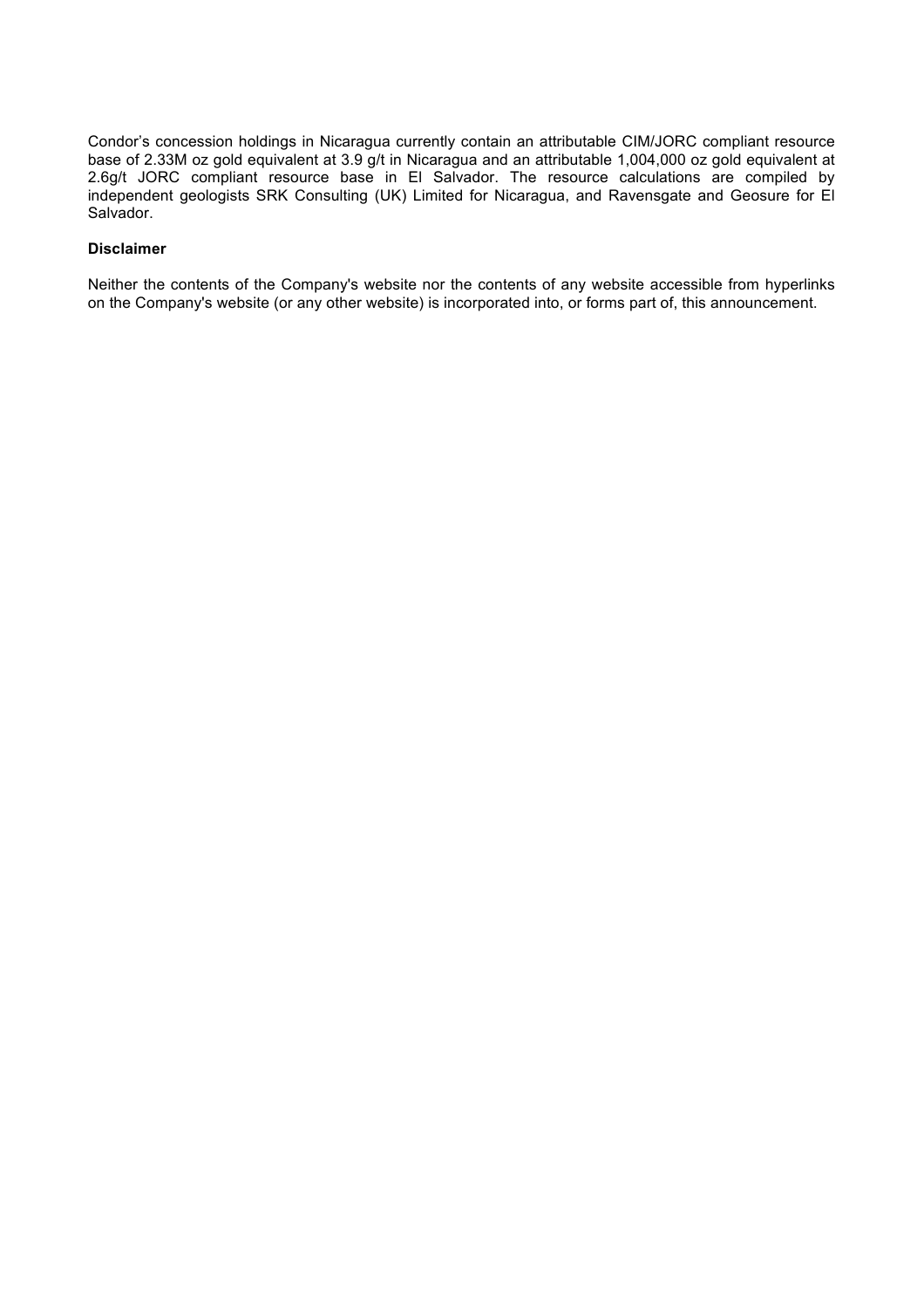Condor's concession holdings in Nicaragua currently contain an attributable CIM/JORC compliant resource base of 2.33M oz gold equivalent at 3.9 g/t in Nicaragua and an attributable 1,004,000 oz gold equivalent at 2.6g/t JORC compliant resource base in El Salvador. The resource calculations are compiled by independent geologists SRK Consulting (UK) Limited for Nicaragua, and Ravensgate and Geosure for El Salvador.

**Disclaimer**

Neither the contents of the Company's website nor the contents of any website accessible from hyperlinks on the Company's website (or any other website) is incorporated into, or forms part of, this announcement.